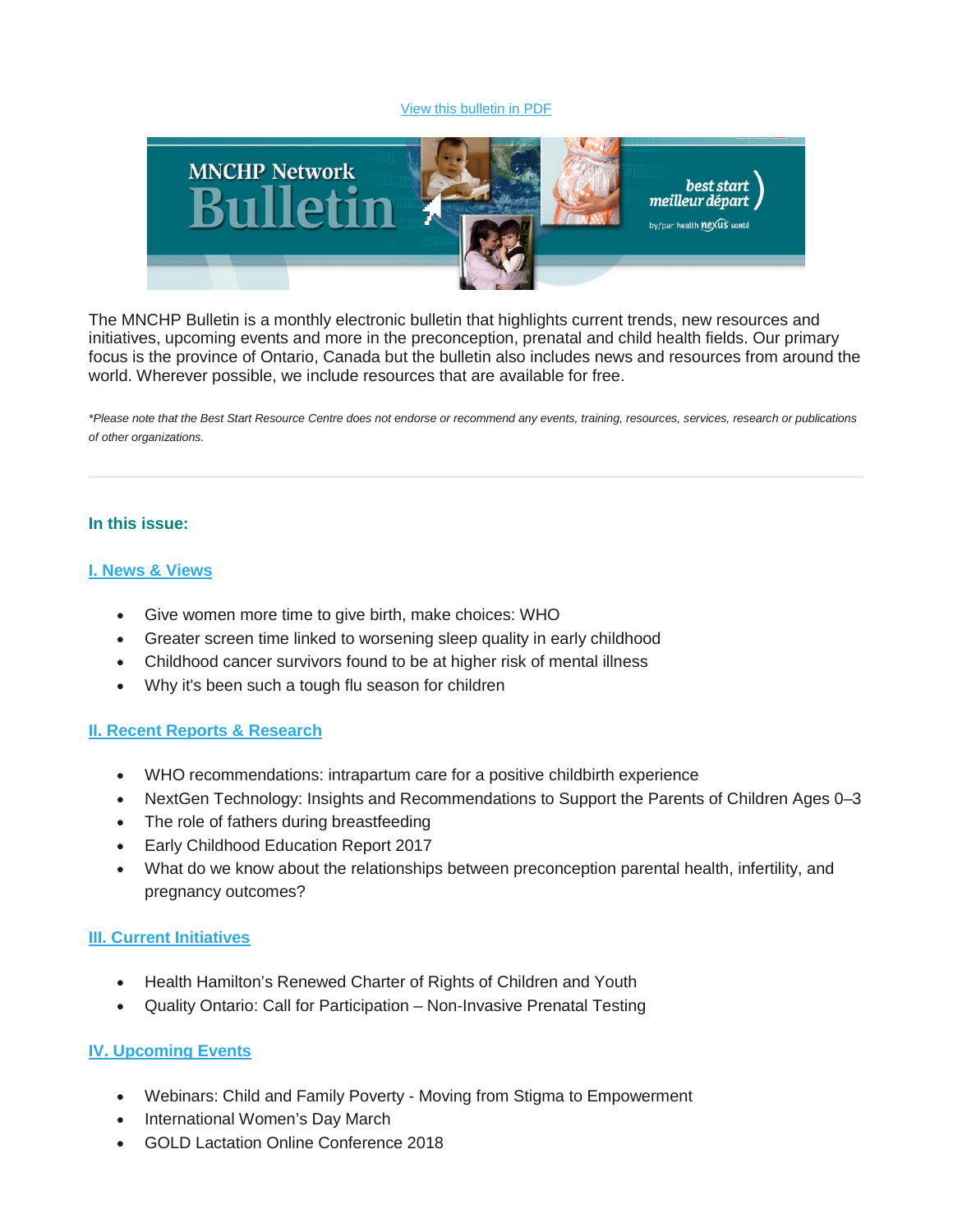View this bulletin in PDF

The MNCHP Bulletin is a monthly electronic bulletin that highlights current trends, new resources and initiatives, upcoming events and more in the preconception, prenatal and child health fields. Our primary focus is the province of Ontario, Canada but the bulletin also includes news and resources from around the world. Wherever possible, we include resources that are available for free.

*\*Please note that the Best Start Resource Centre does not endorse or recommend any events, training, resources, services, research or publications of other organizations.*

---

### In this issue:

#### I. News & Views

- Give women more time to give birth, make choices: WHO
- Greater screen time linked to worsening sleep quality in early childhood
- Childhood cancer survivors found to be at higher risk of mental illness
- Why it's been such a tough flu season for children

#### II. Recent Reports & Research

- WHO recommendations: intrapartum care for a positive childbirth experience
- NextGen Technology: Insights and Recommendations to Support the Parents of Children Ages 0–3
- The role of fathers during breastfeeding
- Early Childhood Education Report 2017
- What do we know about the relationships between preconception parental health, infertility, and pregnancy outcomes?

#### III. Current Initiatives

- Health Hamilton's Renewed Charter of Rights of Children and Youth
- Quality Ontario: Call for Participation – Non-Invasive Prenatal Testing

#### IV. Upcoming Events

- Webinars: Child and Family Poverty - Moving from Stigma to Empowerment
- International Women's Day March
- GOLD Lactation Online Conference 2018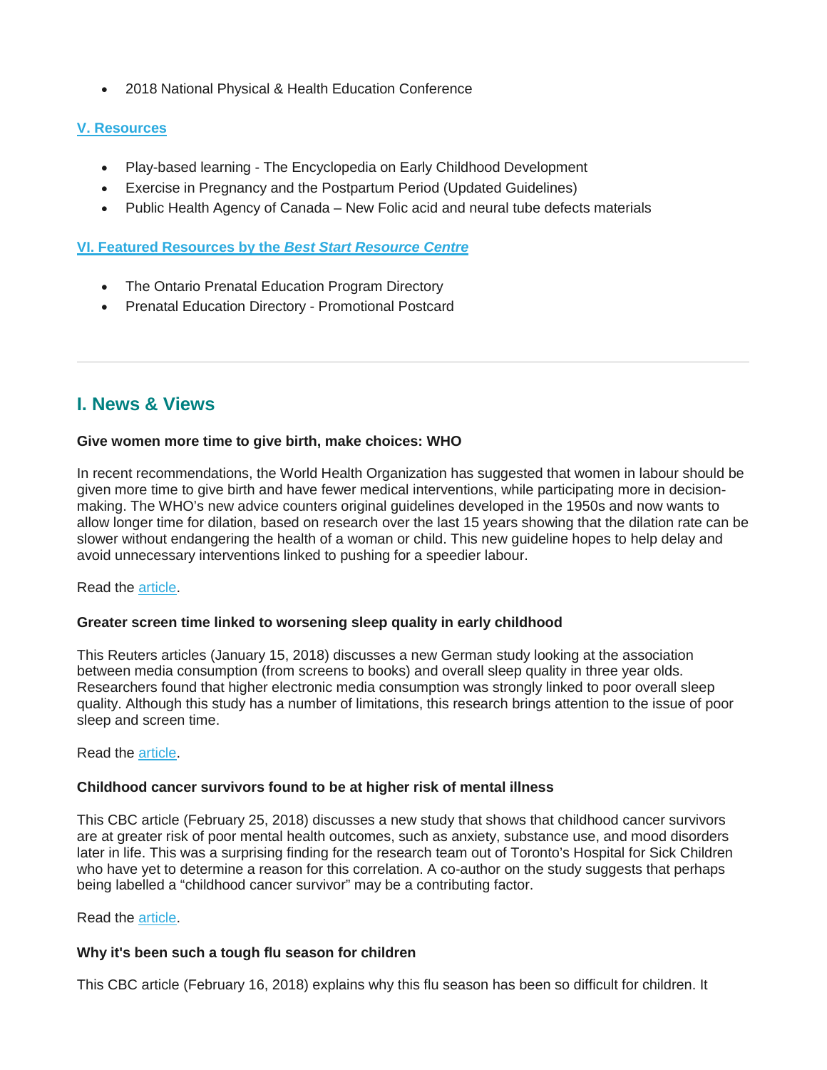- 2018 National Physical & Health Education Conference

## V. Resources

- Play-based learning - The Encyclopedia on Early Childhood Development
- Exercise in Pregnancy and the Postpartum Period (Updated Guidelines)
- Public Health Agency of Canada – New Folic acid and neural tube defects materials

## VI. Featured Resources by the *Best Start Resource Centre*

- The Ontario Prenatal Education Program Directory
- Prenatal Education Directory - Promotional Postcard

---

## I. News & Views

**Give women more time to give birth, make choices: WHO**

In recent recommendations, the World Health Organization has suggested that women in labour should be given more time to give birth and have fewer medical interventions, while participating more in decision-making. The WHO's new advice counters original guidelines developed in the 1950s and now wants to allow longer time for dilation, based on research over the last 15 years showing that the dilation rate can be slower without endangering the health of a woman or child. This new guideline hopes to help delay and avoid unnecessary interventions linked to pushing for a speedier labour.

Read the article.

**Greater screen time linked to worsening sleep quality in early childhood**

This Reuters articles (January 15, 2018) discusses a new German study looking at the association between media consumption (from screens to books) and overall sleep quality in three year olds. Researchers found that higher electronic media consumption was strongly linked to poor overall sleep quality. Although this study has a number of limitations, this research brings attention to the issue of poor sleep and screen time.

Read the article.

**Childhood cancer survivors found to be at higher risk of mental illness**

This CBC article (February 25, 2018) discusses a new study that shows that childhood cancer survivors are at greater risk of poor mental health outcomes, such as anxiety, substance use, and mood disorders later in life. This was a surprising finding for the research team out of Toronto's Hospital for Sick Children who have yet to determine a reason for this correlation. A co-author on the study suggests that perhaps being labelled a "childhood cancer survivor" may be a contributing factor.

Read the article.

**Why it's been such a tough flu season for children**

This CBC article (February 16, 2018) explains why this flu season has been so difficult for children. It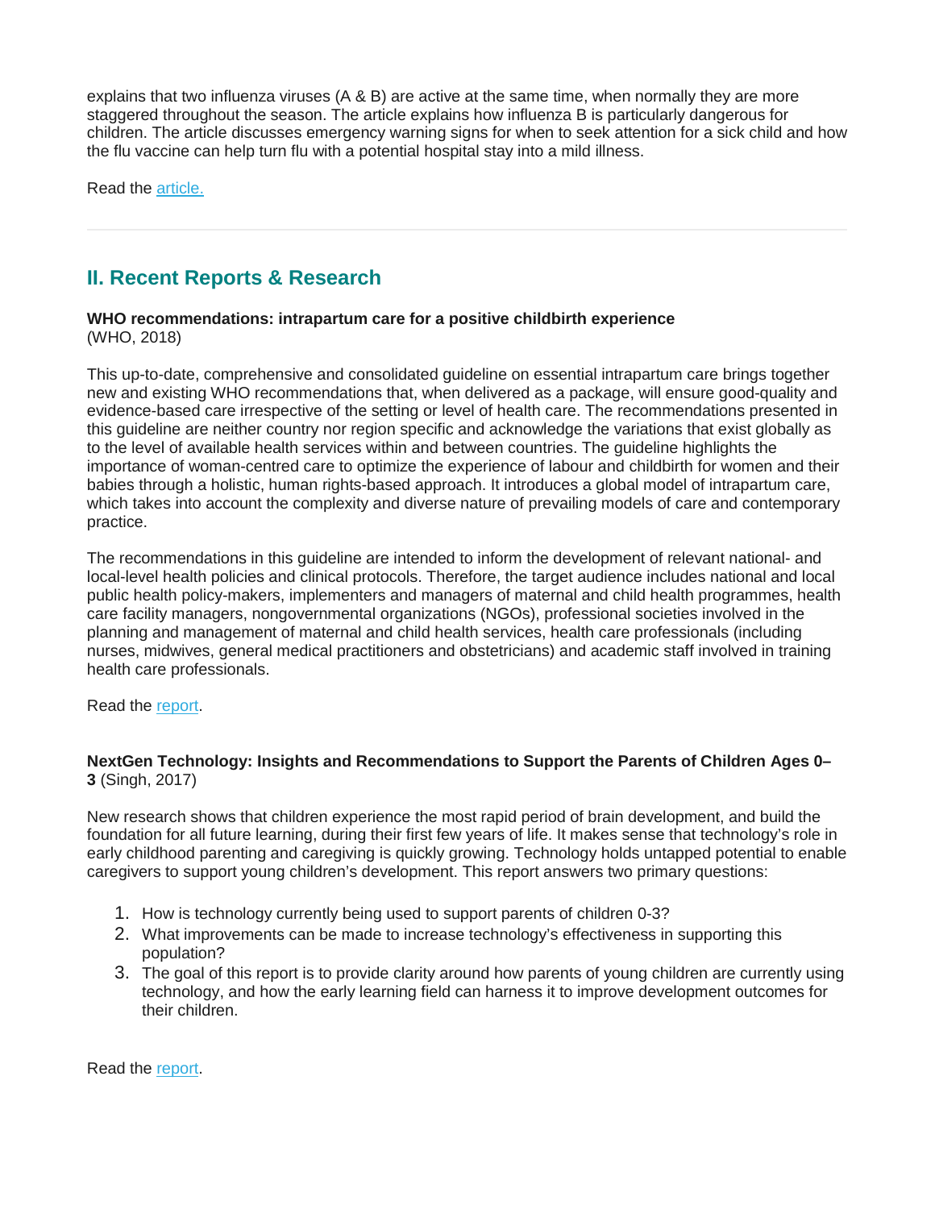explains that two influenza viruses (A & B) are active at the same time, when normally they are more staggered throughout the season. The article explains how influenza B is particularly dangerous for children. The article discusses emergency warning signs for when to seek attention for a sick child and how the flu vaccine can help turn flu with a potential hospital stay into a mild illness.

Read the article.

---

## II. Recent Reports & Research

**WHO recommendations: intrapartum care for a positive childbirth experience**
(WHO, 2018)

This up-to-date, comprehensive and consolidated guideline on essential intrapartum care brings together new and existing WHO recommendations that, when delivered as a package, will ensure good-quality and evidence-based care irrespective of the setting or level of health care. The recommendations presented in this guideline are neither country nor region specific and acknowledge the variations that exist globally as to the level of available health services within and between countries. The guideline highlights the importance of woman-centred care to optimize the experience of labour and childbirth for women and their babies through a holistic, human rights-based approach. It introduces a global model of intrapartum care, which takes into account the complexity and diverse nature of prevailing models of care and contemporary practice.

The recommendations in this guideline are intended to inform the development of relevant national- and local-level health policies and clinical protocols. Therefore, the target audience includes national and local public health policy-makers, implementers and managers of maternal and child health programmes, health care facility managers, nongovernmental organizations (NGOs), professional societies involved in the planning and management of maternal and child health services, health care professionals (including nurses, midwives, general medical practitioners and obstetricians) and academic staff involved in training health care professionals.

Read the report.

**NextGen Technology: Insights and Recommendations to Support the Parents of Children Ages 0–3** (Singh, 2017)

New research shows that children experience the most rapid period of brain development, and build the foundation for all future learning, during their first few years of life. It makes sense that technology's role in early childhood parenting and caregiving is quickly growing. Technology holds untapped potential to enable caregivers to support young children's development. This report answers two primary questions:

1. How is technology currently being used to support parents of children 0-3?
2. What improvements can be made to increase technology's effectiveness in supporting this population?
3. The goal of this report is to provide clarity around how parents of young children are currently using technology, and how the early learning field can harness it to improve development outcomes for their children.

Read the report.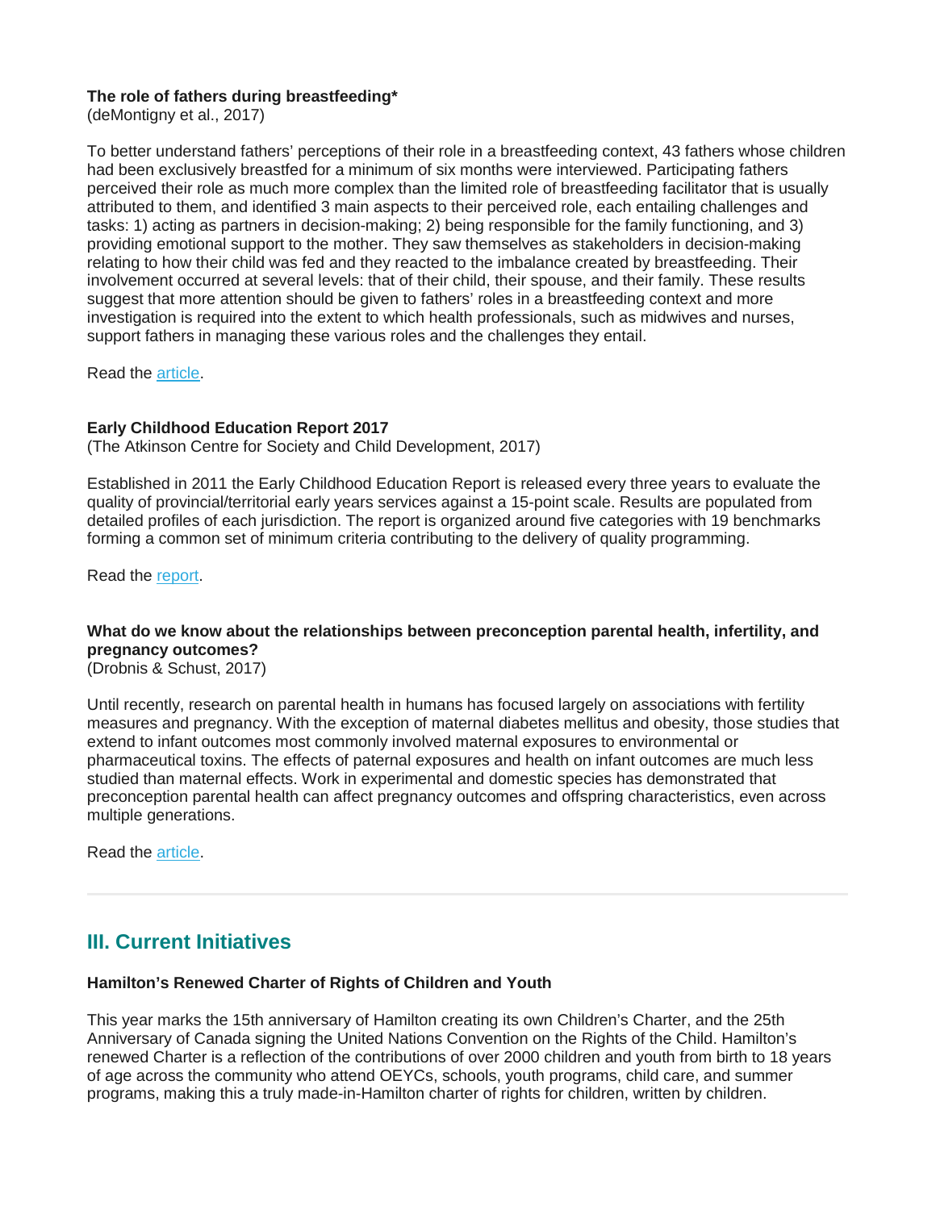**The role of fathers during breastfeeding***
(deMontigny et al., 2017)

To better understand fathers' perceptions of their role in a breastfeeding context, 43 fathers whose children had been exclusively breastfed for a minimum of six months were interviewed. Participating fathers perceived their role as much more complex than the limited role of breastfeeding facilitator that is usually attributed to them, and identified 3 main aspects to their perceived role, each entailing challenges and tasks: 1) acting as partners in decision-making; 2) being responsible for the family functioning, and 3) providing emotional support to the mother. They saw themselves as stakeholders in decision-making relating to how their child was fed and they reacted to the imbalance created by breastfeeding. Their involvement occurred at several levels: that of their child, their spouse, and their family. These results suggest that more attention should be given to fathers' roles in a breastfeeding context and more investigation is required into the extent to which health professionals, such as midwives and nurses, support fathers in managing these various roles and the challenges they entail.

Read the article.

**Early Childhood Education Report 2017**
(The Atkinson Centre for Society and Child Development, 2017)

Established in 2011 the Early Childhood Education Report is released every three years to evaluate the quality of provincial/territorial early years services against a 15-point scale. Results are populated from detailed profiles of each jurisdiction. The report is organized around five categories with 19 benchmarks forming a common set of minimum criteria contributing to the delivery of quality programming.

Read the report.

**What do we know about the relationships between preconception parental health, infertility, and pregnancy outcomes?**
(Drobnis & Schust, 2017)

Until recently, research on parental health in humans has focused largely on associations with fertility measures and pregnancy. With the exception of maternal diabetes mellitus and obesity, those studies that extend to infant outcomes most commonly involved maternal exposures to environmental or pharmaceutical toxins. The effects of paternal exposures and health on infant outcomes are much less studied than maternal effects. Work in experimental and domestic species has demonstrated that preconception parental health can affect pregnancy outcomes and offspring characteristics, even across multiple generations.

Read the article.

---

## III. Current Initiatives

**Hamilton's Renewed Charter of Rights of Children and Youth**

This year marks the 15th anniversary of Hamilton creating its own Children's Charter, and the 25th Anniversary of Canada signing the United Nations Convention on the Rights of the Child. Hamilton's renewed Charter is a reflection of the contributions of over 2000 children and youth from birth to 18 years of age across the community who attend OEYCs, schools, youth programs, child care, and summer programs, making this a truly made-in-Hamilton charter of rights for children, written by children.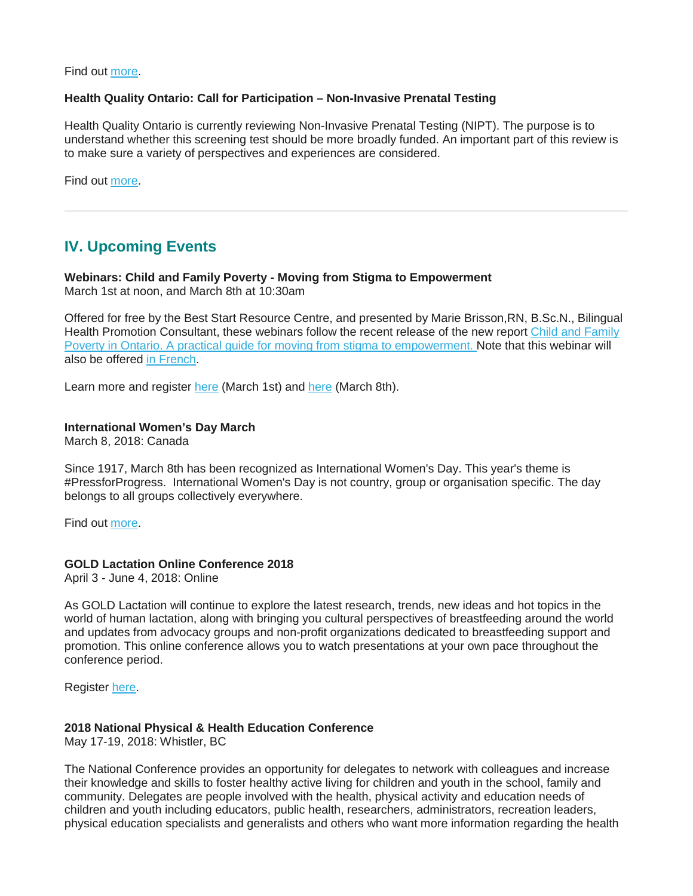Find out more.

**Health Quality Ontario: Call for Participation – Non-Invasive Prenatal Testing**

Health Quality Ontario is currently reviewing Non-Invasive Prenatal Testing (NIPT). The purpose is to understand whether this screening test should be more broadly funded. An important part of this review is to make sure a variety of perspectives and experiences are considered.

Find out more.

---

## IV. Upcoming Events

**Webinars: Child and Family Poverty - Moving from Stigma to Empowerment**
March 1st at noon, and March 8th at 10:30am

Offered for free by the Best Start Resource Centre, and presented by Marie Brisson,RN, B.Sc.N., Bilingual Health Promotion Consultant, these webinars follow the recent release of the new report Child and Family Poverty in Ontario. A practical guide for moving from stigma to empowerment. Note that this webinar will also be offered in French.

Learn more and register here (March 1st) and here (March 8th).

**International Women's Day March**
March 8, 2018: Canada

Since 1917, March 8th has been recognized as International Women's Day. This year's theme is #PressforProgress. International Women's Day is not country, group or organisation specific. The day belongs to all groups collectively everywhere.

Find out more.

**GOLD Lactation Online Conference 2018**
April 3 - June 4, 2018: Online

As GOLD Lactation will continue to explore the latest research, trends, new ideas and hot topics in the world of human lactation, along with bringing you cultural perspectives of breastfeeding around the world and updates from advocacy groups and non-profit organizations dedicated to breastfeeding support and promotion. This online conference allows you to watch presentations at your own pace throughout the conference period.

Register here.

**2018 National Physical & Health Education Conference**
May 17-19, 2018: Whistler, BC

The National Conference provides an opportunity for delegates to network with colleagues and increase their knowledge and skills to foster healthy active living for children and youth in the school, family and community. Delegates are people involved with the health, physical activity and education needs of children and youth including educators, public health, researchers, administrators, recreation leaders, physical education specialists and generalists and others who want more information regarding the health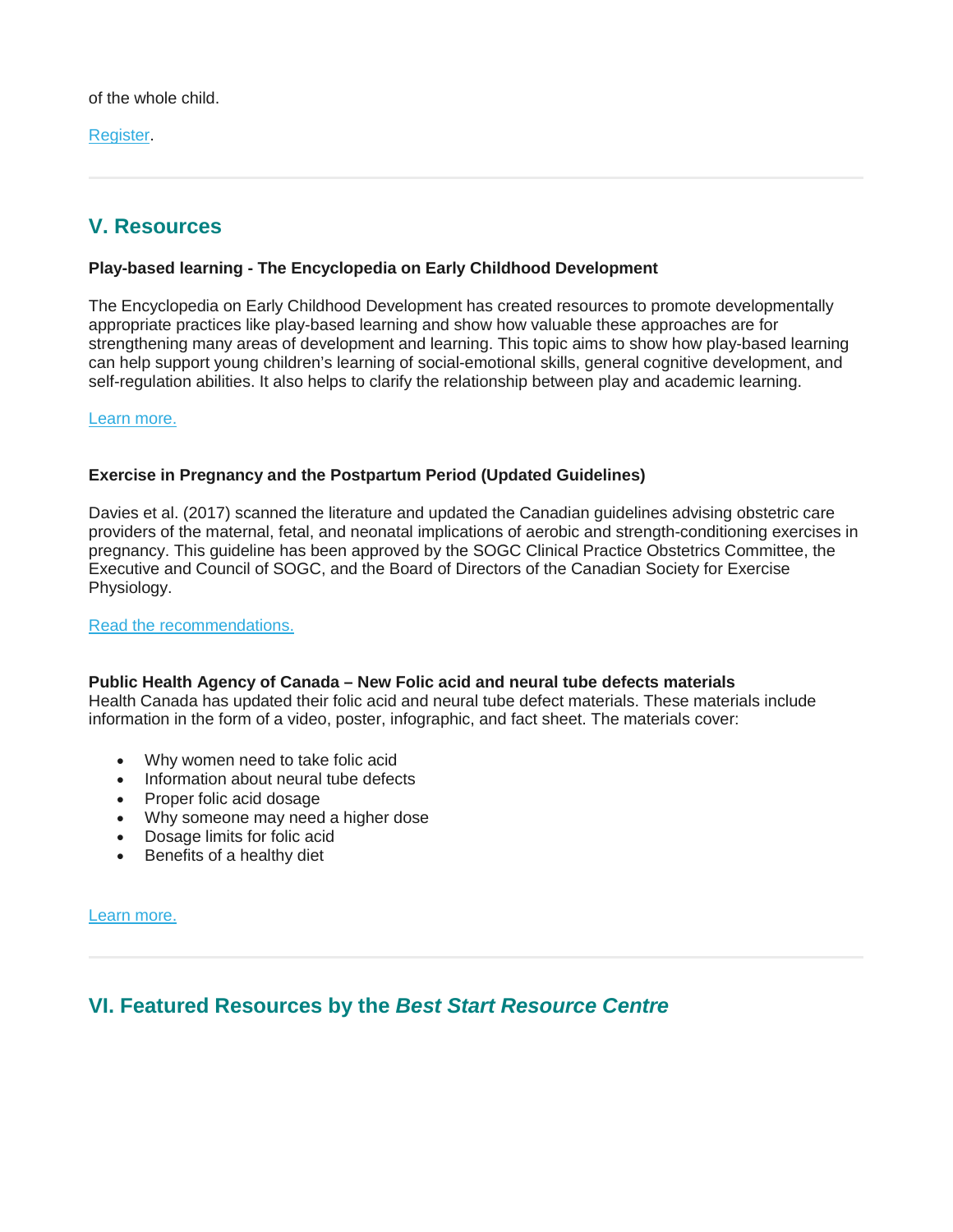of the whole child.

Register.

---

## V. Resources

**Play-based learning - The Encyclopedia on Early Childhood Development**

The Encyclopedia on Early Childhood Development has created resources to promote developmentally appropriate practices like play-based learning and show how valuable these approaches are for strengthening many areas of development and learning. This topic aims to show how play-based learning can help support young children's learning of social-emotional skills, general cognitive development, and self-regulation abilities. It also helps to clarify the relationship between play and academic learning.

Learn more.

**Exercise in Pregnancy and the Postpartum Period (Updated Guidelines)**

Davies et al. (2017) scanned the literature and updated the Canadian guidelines advising obstetric care providers of the maternal, fetal, and neonatal implications of aerobic and strength-conditioning exercises in pregnancy. This guideline has been approved by the SOGC Clinical Practice Obstetrics Committee, the Executive and Council of SOGC, and the Board of Directors of the Canadian Society for Exercise Physiology.

Read the recommendations.

**Public Health Agency of Canada – New Folic acid and neural tube defects materials**
Health Canada has updated their folic acid and neural tube defect materials. These materials include information in the form of a video, poster, infographic, and fact sheet. The materials cover:

- Why women need to take folic acid
- Information about neural tube defects
- Proper folic acid dosage
- Why someone may need a higher dose
- Dosage limits for folic acid
- Benefits of a healthy diet

Learn more.

---

## VI. Featured Resources by the *Best Start Resource Centre*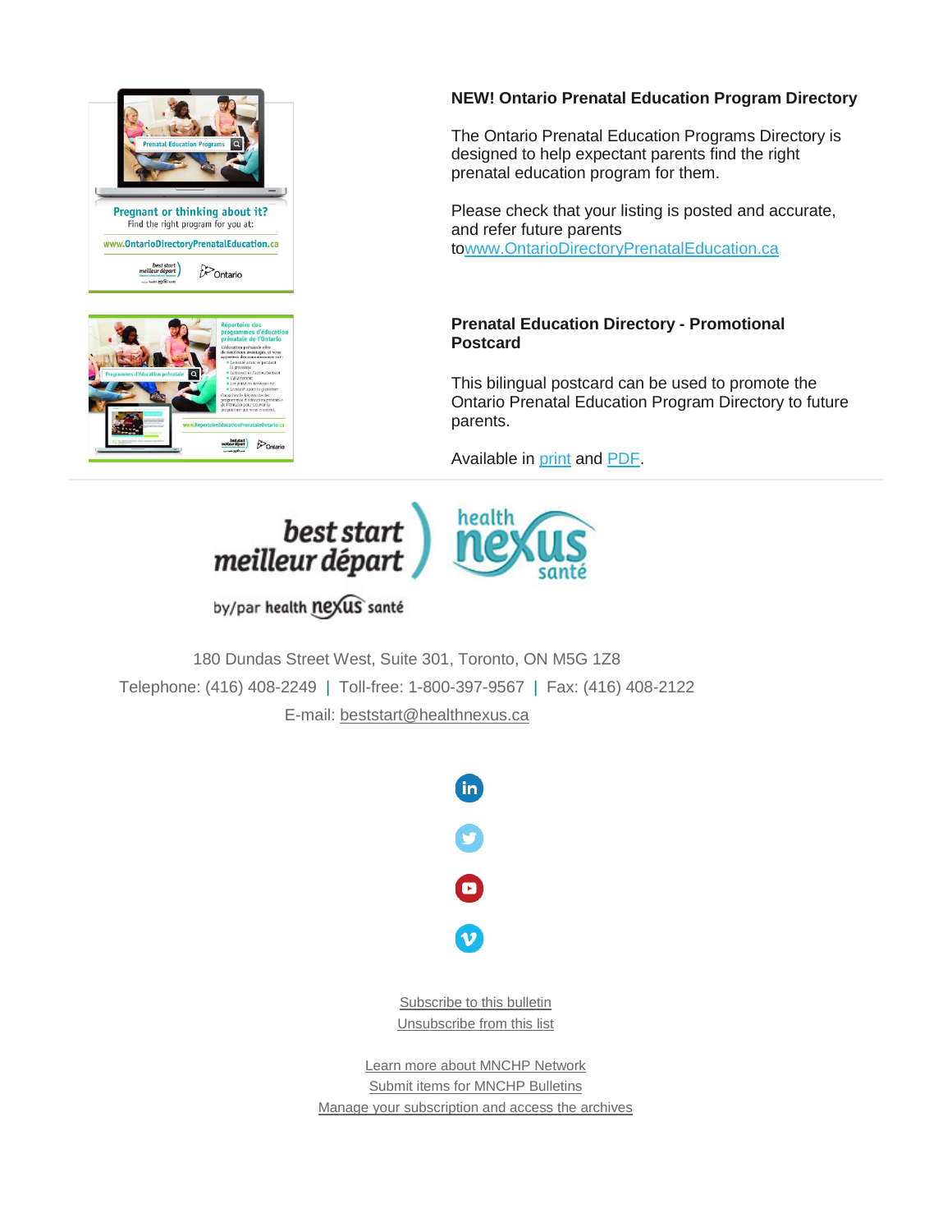**NEW! Ontario Prenatal Education Program Directory**

The Ontario Prenatal Education Programs Directory is designed to help expectant parents find the right prenatal education program for them.

Please check that your listing is posted and accurate, and refer future parents towww.OntarioDirectoryPrenatalEducation.ca

**Prenatal Education Directory - Promotional Postcard**

This bilingual postcard can be used to promote the Ontario Prenatal Education Program Directory to future parents.

Available in print and PDF.

---

180 Dundas Street West, Suite 301, Toronto, ON M5G 1Z8

Telephone: (416) 408-2249 | Toll-free: 1-800-397-9567 | Fax: (416) 408-2122

E-mail: beststart@healthnexus.ca

Subscribe to this bulletin

Unsubscribe from this list

Learn more about MNCHP Network

Submit items for MNCHP Bulletins

Manage your subscription and access the archives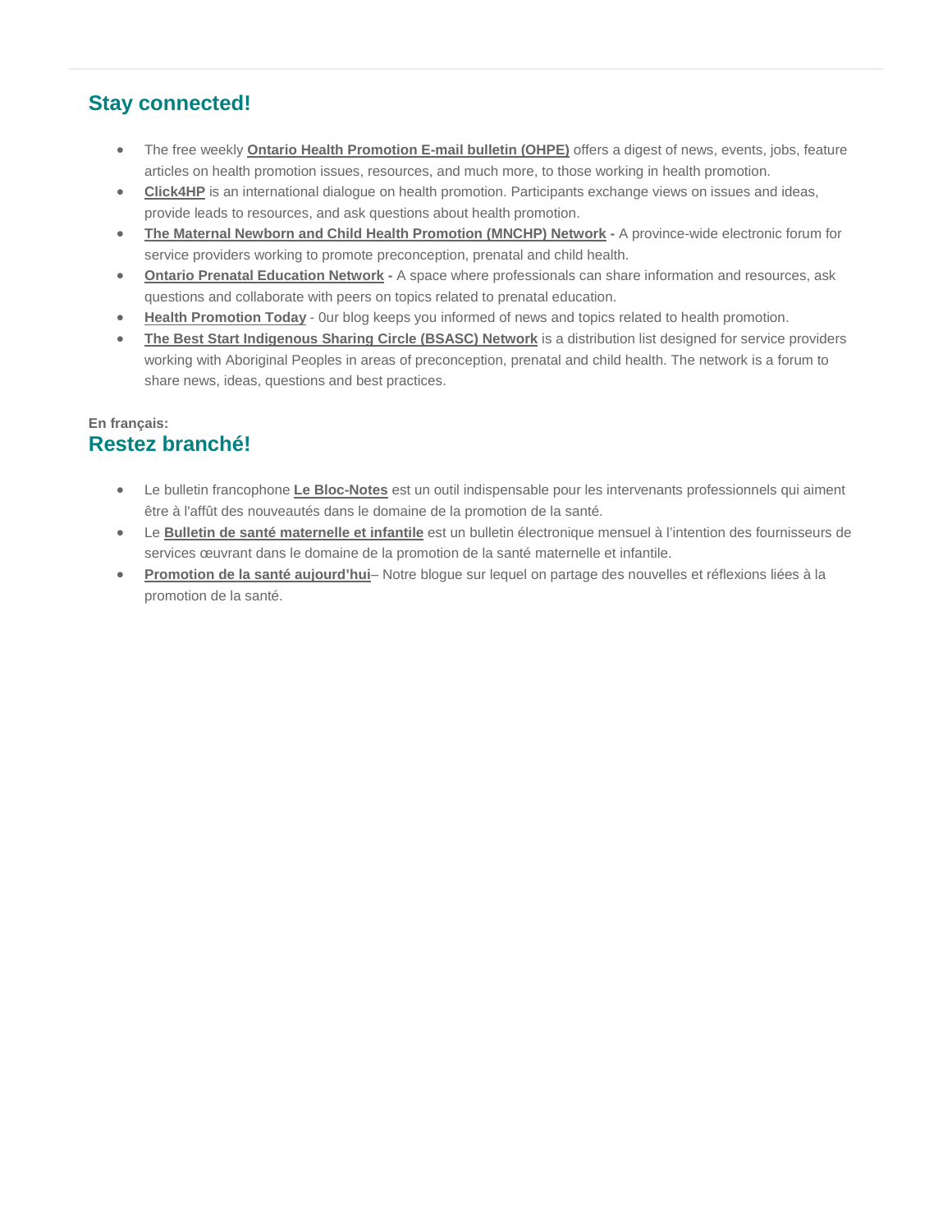## Stay connected!

- The free weekly **Ontario Health Promotion E-mail bulletin (OHPE)** offers a digest of news, events, jobs, feature articles on health promotion issues, resources, and much more, to those working in health promotion.
- **Click4HP** is an international dialogue on health promotion. Participants exchange views on issues and ideas, provide leads to resources, and ask questions about health promotion.
- **The Maternal Newborn and Child Health Promotion (MNCHP) Network -** A province-wide electronic forum for service providers working to promote preconception, prenatal and child health.
- **Ontario Prenatal Education Network -** A space where professionals can share information and resources, ask questions and collaborate with peers on topics related to prenatal education.
- **Health Promotion Today** - 0ur blog keeps you informed of news and topics related to health promotion.
- **The Best Start Indigenous Sharing Circle (BSASC) Network** is a distribution list designed for service providers working with Aboriginal Peoples in areas of preconception, prenatal and child health. The network is a forum to share news, ideas, questions and best practices.

**En français:**

## Restez branché!

- Le bulletin francophone **Le Bloc-Notes** est un outil indispensable pour les intervenants professionnels qui aiment être à l'affût des nouveautés dans le domaine de la promotion de la santé.
- Le **Bulletin de santé maternelle et infantile** est un bulletin électronique mensuel à l'intention des fournisseurs de services œuvrant dans le domaine de la promotion de la santé maternelle et infantile.
- **Promotion de la santé aujourd'hui**– Notre blogue sur lequel on partage des nouvelles et réflexions liées à la promotion de la santé.